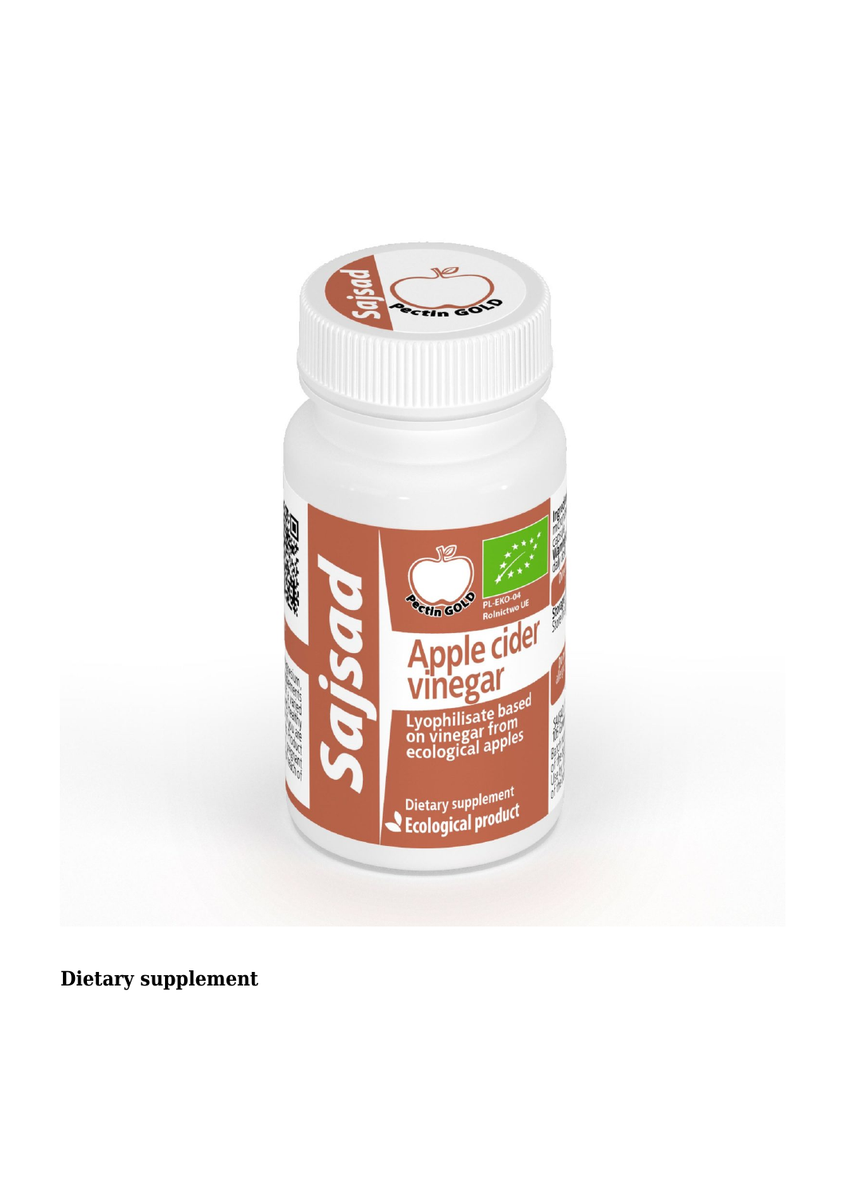**Dietary supplement**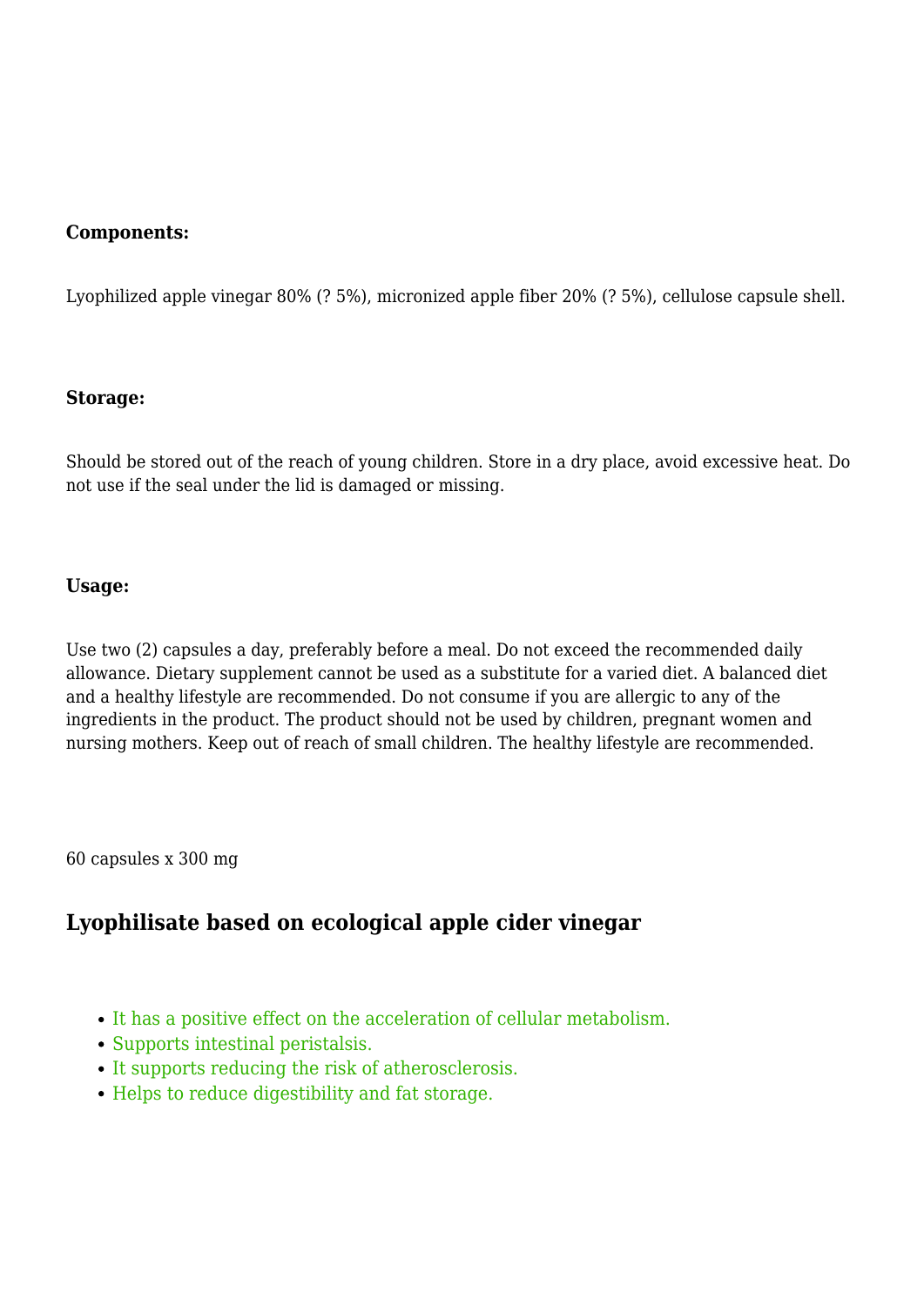**Components:**

Lyophilized apple vinegar 80% (? 5%), micronized apple fiber 20% (? 5%), cellulose capsule shell.

**Storage:**

Should be stored out of the reach of young children. Store in a dry place, avoid excessive heat. Do not use if the seal under the lid is damaged or missing.

**Usage:**

Use two (2) capsules a day, preferably before a meal. Do not exceed the recommended daily allowance. Dietary supplement cannot be used as a substitute for a varied diet. A balanced diet and a healthy lifestyle are recommended. Do not consume if you are allergic to any of the ingredients in the product. The product should not be used by children, pregnant women and nursing mothers. Keep out of reach of small children. The healthy lifestyle are recommended.

60 capsules x 300 mg

## Lyophilisate based on ecological apple cider vinegar

- It has a positive effect on the acceleration of cellular metabolism.
- Supports intestinal peristalsis.
- It supports reducing the risk of atherosclerosis.
- Helps to reduce digestibility and fat storage.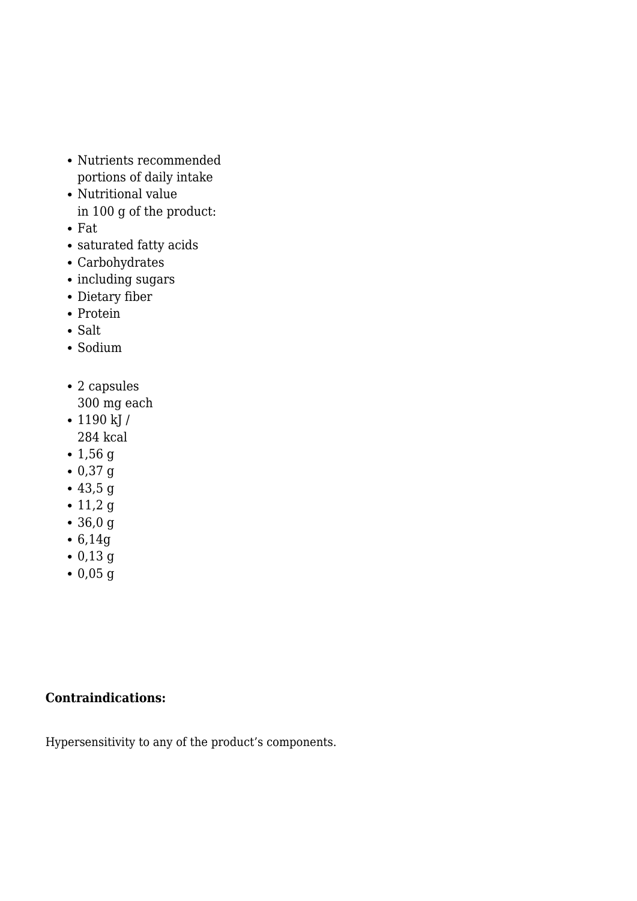- Nutrients recommended portions of daily intake
- Nutritional value in 100 g of the product:
- Fat
- saturated fatty acids
- Carbohydrates
- including sugars
- Dietary fiber
- Protein
- Salt
- Sodium

- 2 capsules 300 mg each
- 1190 kJ / 284 kcal
- 1,56 g
- 0,37 g
- 43,5 g
- 11,2 g
- 36,0 g
- 6,14g
- 0,13 g
- 0,05 g

**Contraindications:**

Hypersensitivity to any of the product's components.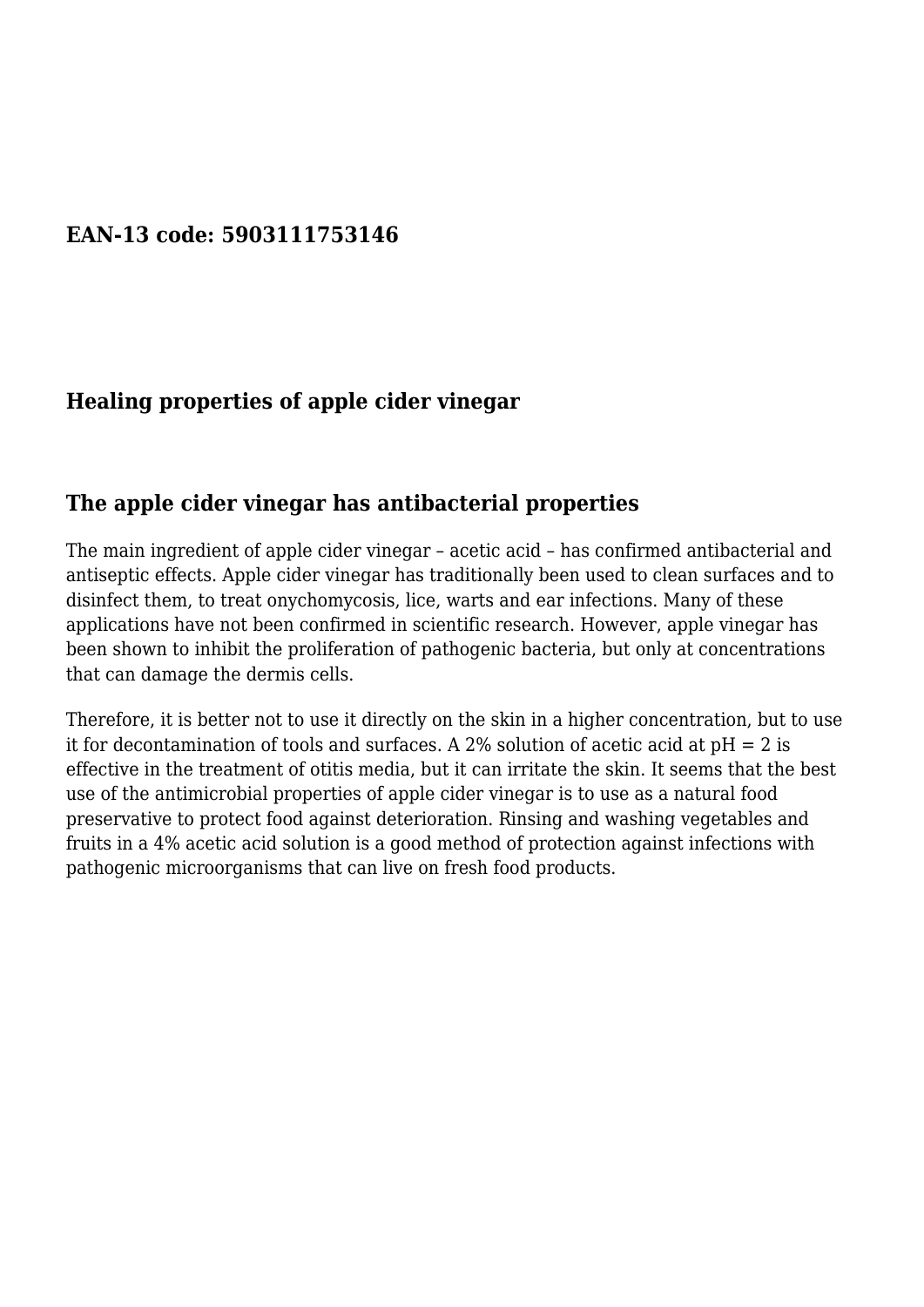**EAN-13 code: 5903111753146**

## Healing properties of apple cider vinegar

### The apple cider vinegar has antibacterial properties

The main ingredient of apple cider vinegar – acetic acid – has confirmed antibacterial and antiseptic effects. Apple cider vinegar has traditionally been used to clean surfaces and to disinfect them, to treat onychomycosis, lice, warts and ear infections. Many of these applications have not been confirmed in scientific research. However, apple vinegar has been shown to inhibit the proliferation of pathogenic bacteria, but only at concentrations that can damage the dermis cells.

Therefore, it is better not to use it directly on the skin in a higher concentration, but to use it for decontamination of tools and surfaces. A 2% solution of acetic acid at pH = 2 is effective in the treatment of otitis media, but it can irritate the skin. It seems that the best use of the antimicrobial properties of apple cider vinegar is to use as a natural food preservative to protect food against deterioration. Rinsing and washing vegetables and fruits in a 4% acetic acid solution is a good method of protection against infections with pathogenic microorganisms that can live on fresh food products.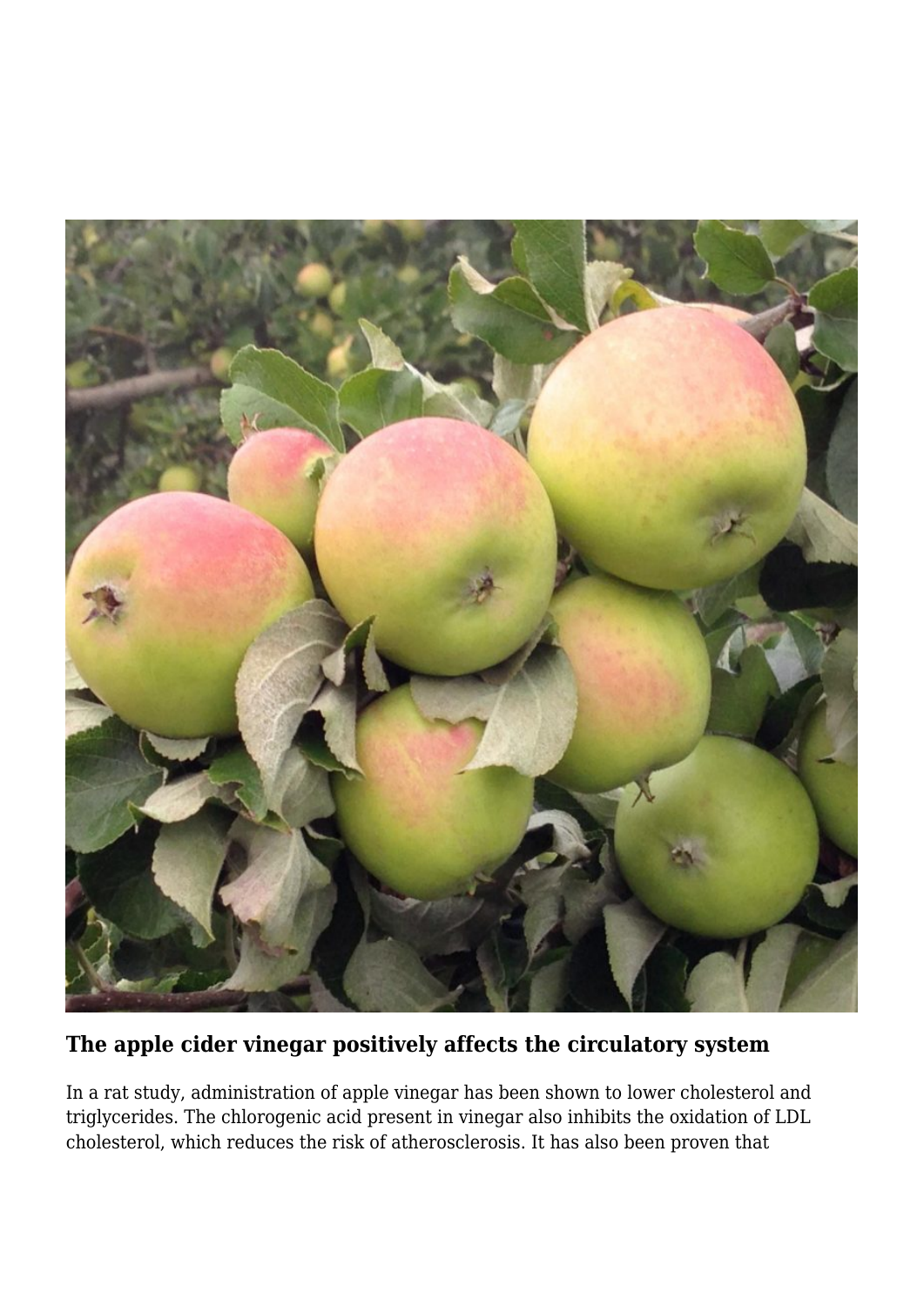## The apple cider vinegar positively affects the circulatory system

In a rat study, administration of apple vinegar has been shown to lower cholesterol and triglycerides. The chlorogenic acid present in vinegar also inhibits the oxidation of LDL cholesterol, which reduces the risk of atherosclerosis. It has also been proven that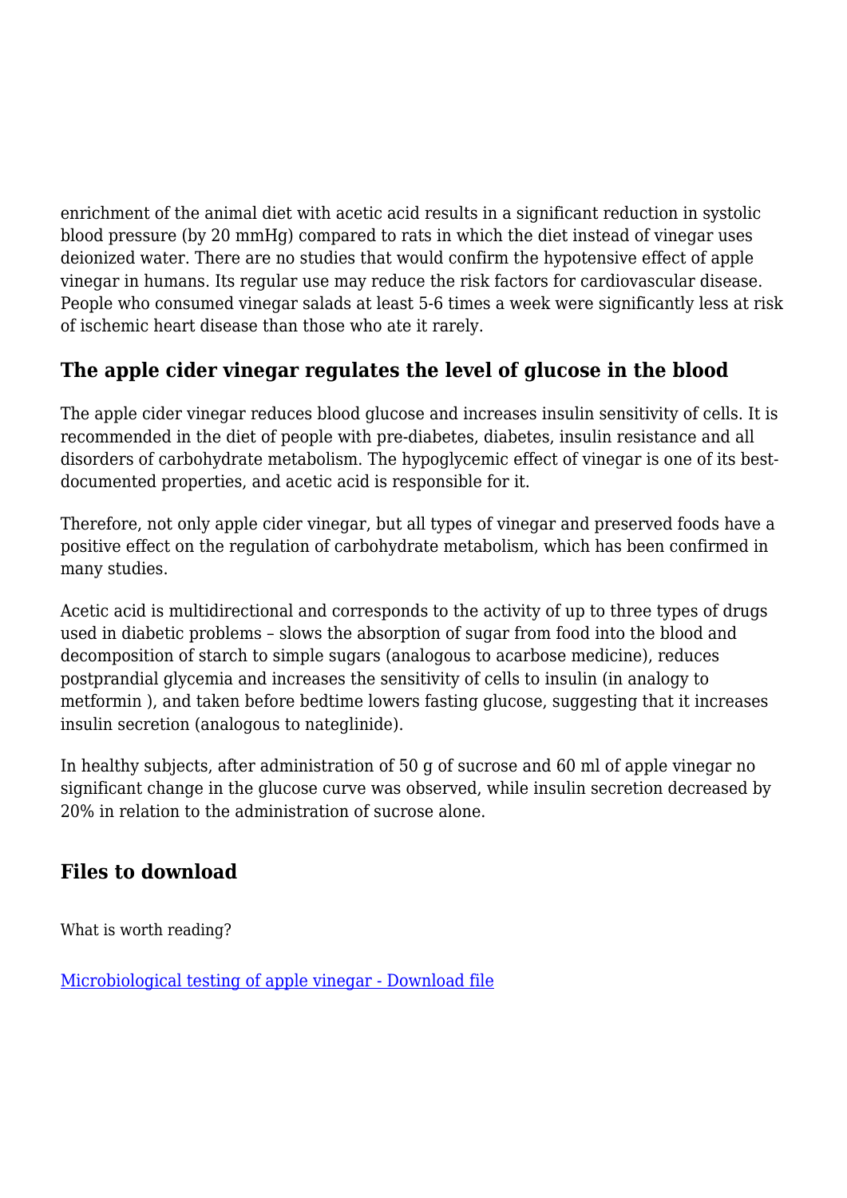enrichment of the animal diet with acetic acid results in a significant reduction in systolic blood pressure (by 20 mmHg) compared to rats in which the diet instead of vinegar uses deionized water. There are no studies that would confirm the hypotensive effect of apple vinegar in humans. Its regular use may reduce the risk factors for cardiovascular disease. People who consumed vinegar salads at least 5-6 times a week were significantly less at risk of ischemic heart disease than those who ate it rarely.

## The apple cider vinegar regulates the level of glucose in the blood

The apple cider vinegar reduces blood glucose and increases insulin sensitivity of cells. It is recommended in the diet of people with pre-diabetes, diabetes, insulin resistance and all disorders of carbohydrate metabolism. The hypoglycemic effect of vinegar is one of its best-documented properties, and acetic acid is responsible for it.

Therefore, not only apple cider vinegar, but all types of vinegar and preserved foods have a positive effect on the regulation of carbohydrate metabolism, which has been confirmed in many studies.

Acetic acid is multidirectional and corresponds to the activity of up to three types of drugs used in diabetic problems – slows the absorption of sugar from food into the blood and decomposition of starch to simple sugars (analogous to acarbose medicine), reduces postprandial glycemia and increases the sensitivity of cells to insulin (in analogy to metformin ), and taken before bedtime lowers fasting glucose, suggesting that it increases insulin secretion (analogous to nateglinide).

In healthy subjects, after administration of 50 g of sucrose and 60 ml of apple vinegar no significant change in the glucose curve was observed, while insulin secretion decreased by 20% in relation to the administration of sucrose alone.

## Files to download

What is worth reading?

[Microbiological testing of apple vinegar - Download file]